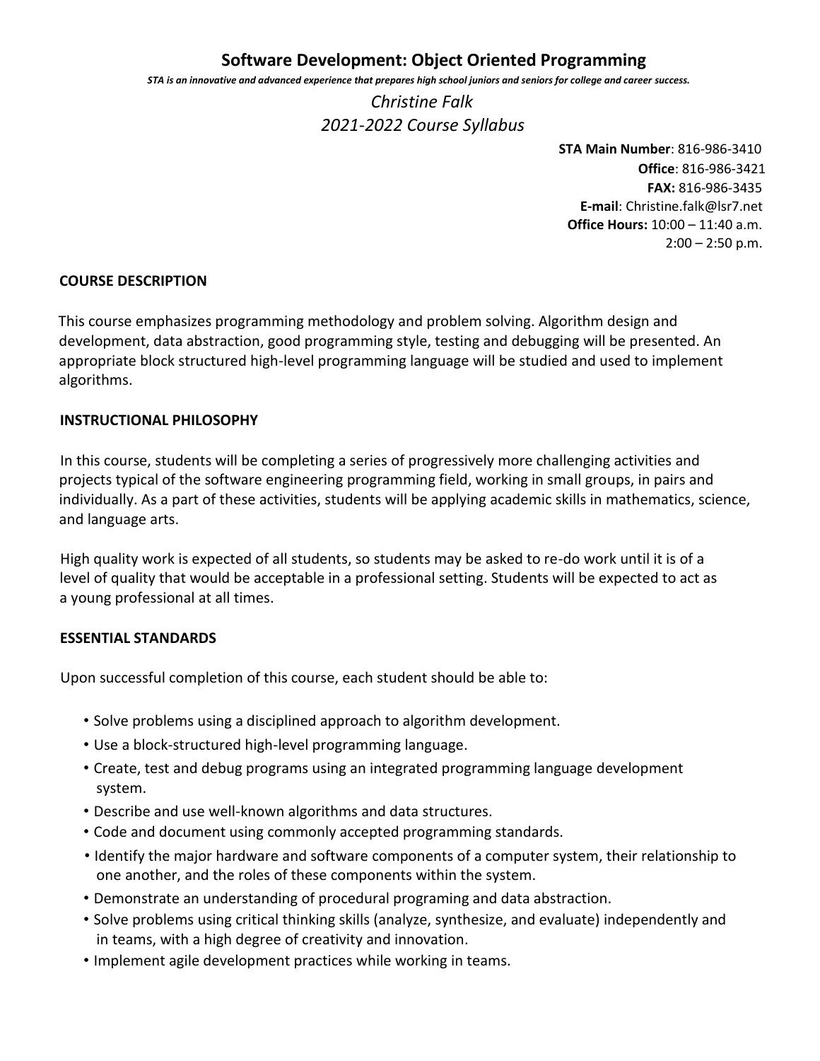# Software Development: Object Oriented Programming

***STA is an innovative and advanced experience that prepares high school juniors and seniors for college and career success.***

*Christine Falk*

*2021-2022 Course Syllabus*

**STA Main Number**: 816-986-3410
**Office**: 816-986-3421
**FAX:** 816-986-3435
**E-mail**: Christine.falk@lsr7.net
**Office Hours:** 10:00 – 11:40 a.m.
2:00 – 2:50 p.m.

## COURSE DESCRIPTION

This course emphasizes programming methodology and problem solving. Algorithm design and development, data abstraction, good programming style, testing and debugging will be presented. An appropriate block structured high-level programming language will be studied and used to implement algorithms.

## INSTRUCTIONAL PHILOSOPHY

In this course, students will be completing a series of progressively more challenging activities and projects typical of the software engineering programming field, working in small groups, in pairs and individually. As a part of these activities, students will be applying academic skills in mathematics, science, and language arts.

High quality work is expected of all students, so students may be asked to re-do work until it is of a level of quality that would be acceptable in a professional setting. Students will be expected to act as a young professional at all times.

## ESSENTIAL STANDARDS

Upon successful completion of this course, each student should be able to:

- Solve problems using a disciplined approach to algorithm development.
- Use a block-structured high-level programming language.
- Create, test and debug programs using an integrated programming language development system.
- Describe and use well-known algorithms and data structures.
- Code and document using commonly accepted programming standards.
- Identify the major hardware and software components of a computer system, their relationship to one another, and the roles of these components within the system.
- Demonstrate an understanding of procedural programing and data abstraction.
- Solve problems using critical thinking skills (analyze, synthesize, and evaluate) independently and in teams, with a high degree of creativity and innovation.
- Implement agile development practices while working in teams.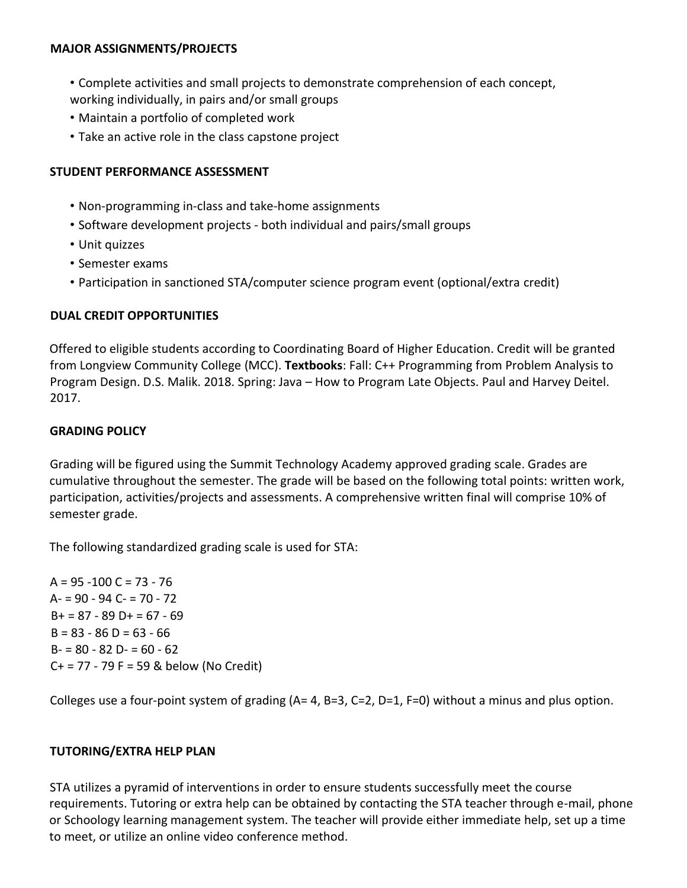## MAJOR ASSIGNMENTS/PROJECTS

- Complete activities and small projects to demonstrate comprehension of each concept, working individually, in pairs and/or small groups
- Maintain a portfolio of completed work
- Take an active role in the class capstone project

## STUDENT PERFORMANCE ASSESSMENT

- Non-programming in-class and take-home assignments
- Software development projects - both individual and pairs/small groups
- Unit quizzes
- Semester exams
- Participation in sanctioned STA/computer science program event (optional/extra credit)

## DUAL CREDIT OPPORTUNITIES

Offered to eligible students according to Coordinating Board of Higher Education. Credit will be granted from Longview Community College (MCC). **Textbooks**: Fall: C++ Programming from Problem Analysis to Program Design. D.S. Malik. 2018. Spring: Java – How to Program Late Objects. Paul and Harvey Deitel. 2017.

## GRADING POLICY

Grading will be figured using the Summit Technology Academy approved grading scale. Grades are cumulative throughout the semester. The grade will be based on the following total points: written work, participation, activities/projects and assessments. A comprehensive written final will comprise 10% of semester grade.

The following standardized grading scale is used for STA:

A = 95 -100 C = 73 - 76
A- = 90 - 94 C- = 70 - 72
B+ = 87 - 89 D+ = 67 - 69
B = 83 - 86 D = 63 - 66
B- = 80 - 82 D- = 60 - 62
C+ = 77 - 79 F = 59 & below (No Credit)

Colleges use a four-point system of grading (A= 4, B=3, C=2, D=1, F=0) without a minus and plus option.

## TUTORING/EXTRA HELP PLAN

STA utilizes a pyramid of interventions in order to ensure students successfully meet the course requirements. Tutoring or extra help can be obtained by contacting the STA teacher through e-mail, phone or Schoology learning management system. The teacher will provide either immediate help, set up a time to meet, or utilize an online video conference method.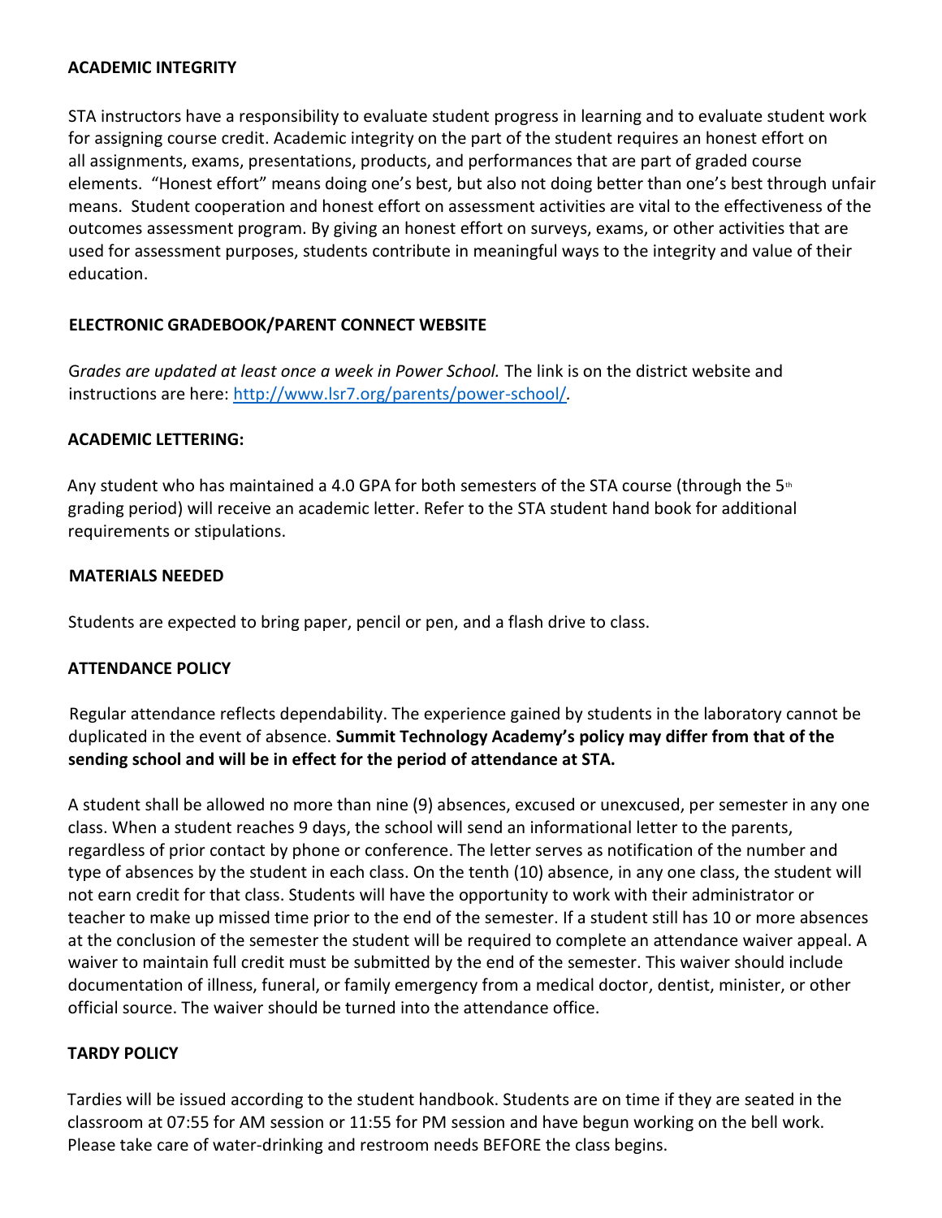### ACADEMIC INTEGRITY

STA instructors have a responsibility to evaluate student progress in learning and to evaluate student work for assigning course credit. Academic integrity on the part of the student requires an honest effort on all assignments, exams, presentations, products, and performances that are part of graded course elements. "Honest effort" means doing one's best, but also not doing better than one's best through unfair means. Student cooperation and honest effort on assessment activities are vital to the effectiveness of the outcomes assessment program. By giving an honest effort on surveys, exams, or other activities that are used for assessment purposes, students contribute in meaningful ways to the integrity and value of their education.

### ELECTRONIC GRADEBOOK/PARENT CONNECT WEBSITE

*Grades are updated at least once a week in Power School.* The link is on the district website and instructions are here: [http://www.lsr7.org/parents/power-school/](http://www.lsr7.org/parents/power-school/).

### ACADEMIC LETTERING:

Any student who has maintained a 4.0 GPA for both semesters of the STA course (through the 5th grading period) will receive an academic letter. Refer to the STA student hand book for additional requirements or stipulations.

### MATERIALS NEEDED

Students are expected to bring paper, pencil or pen, and a flash drive to class.

### ATTENDANCE POLICY

Regular attendance reflects dependability. The experience gained by students in the laboratory cannot be duplicated in the event of absence. **Summit Technology Academy's policy may differ from that of the sending school and will be in effect for the period of attendance at STA.**

A student shall be allowed no more than nine (9) absences, excused or unexcused, per semester in any one class. When a student reaches 9 days, the school will send an informational letter to the parents, regardless of prior contact by phone or conference. The letter serves as notification of the number and type of absences by the student in each class. On the tenth (10) absence, in any one class, the student will not earn credit for that class. Students will have the opportunity to work with their administrator or teacher to make up missed time prior to the end of the semester. If a student still has 10 or more absences at the conclusion of the semester the student will be required to complete an attendance waiver appeal. A waiver to maintain full credit must be submitted by the end of the semester. This waiver should include documentation of illness, funeral, or family emergency from a medical doctor, dentist, minister, or other official source. The waiver should be turned into the attendance office.

### TARDY POLICY

Tardies will be issued according to the student handbook. Students are on time if they are seated in the classroom at 07:55 for AM session or 11:55 for PM session and have begun working on the bell work. Please take care of water-drinking and restroom needs BEFORE the class begins.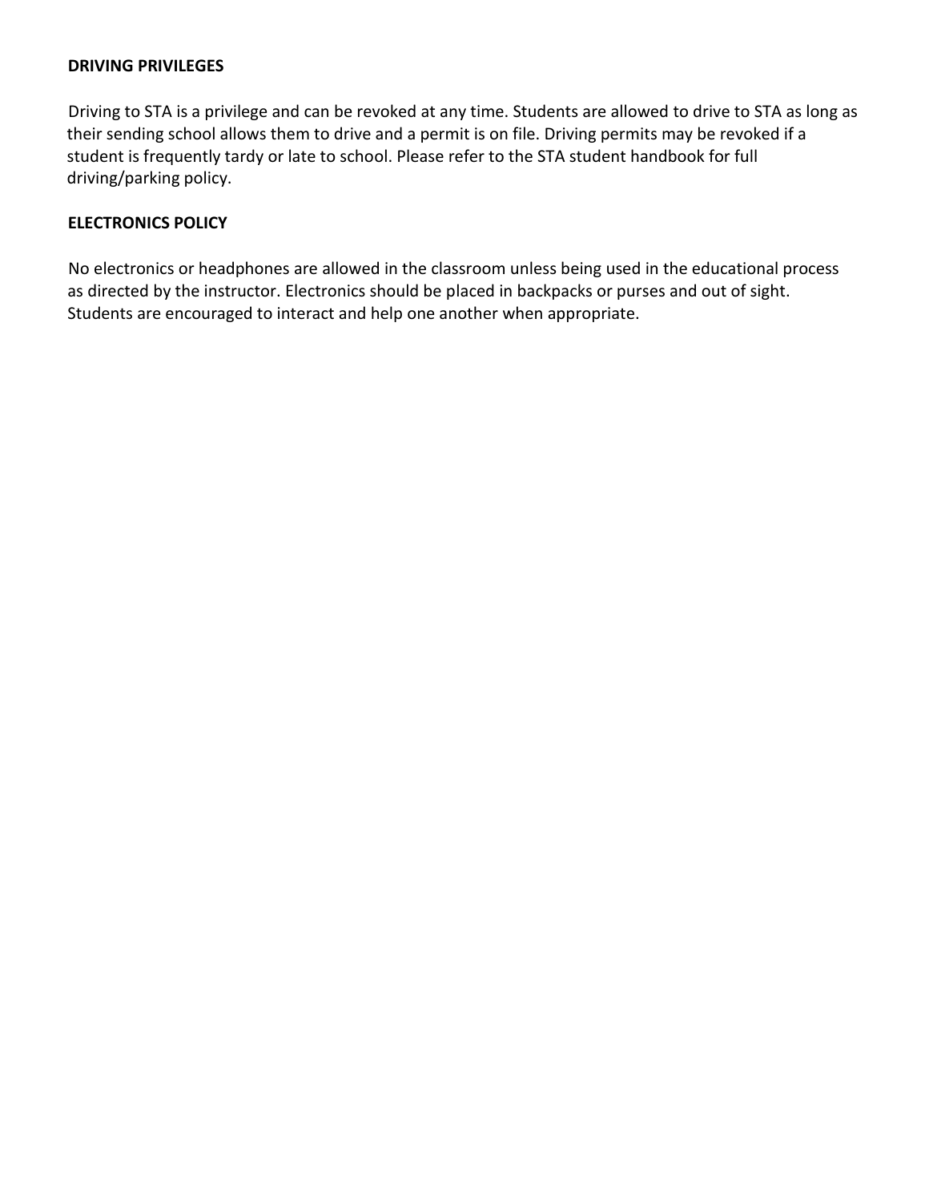## DRIVING PRIVILEGES

Driving to STA is a privilege and can be revoked at any time. Students are allowed to drive to STA as long as their sending school allows them to drive and a permit is on file. Driving permits may be revoked if a student is frequently tardy or late to school. Please refer to the STA student handbook for full driving/parking policy.

## ELECTRONICS POLICY

No electronics or headphones are allowed in the classroom unless being used in the educational process as directed by the instructor. Electronics should be placed in backpacks or purses and out of sight. Students are encouraged to interact and help one another when appropriate.